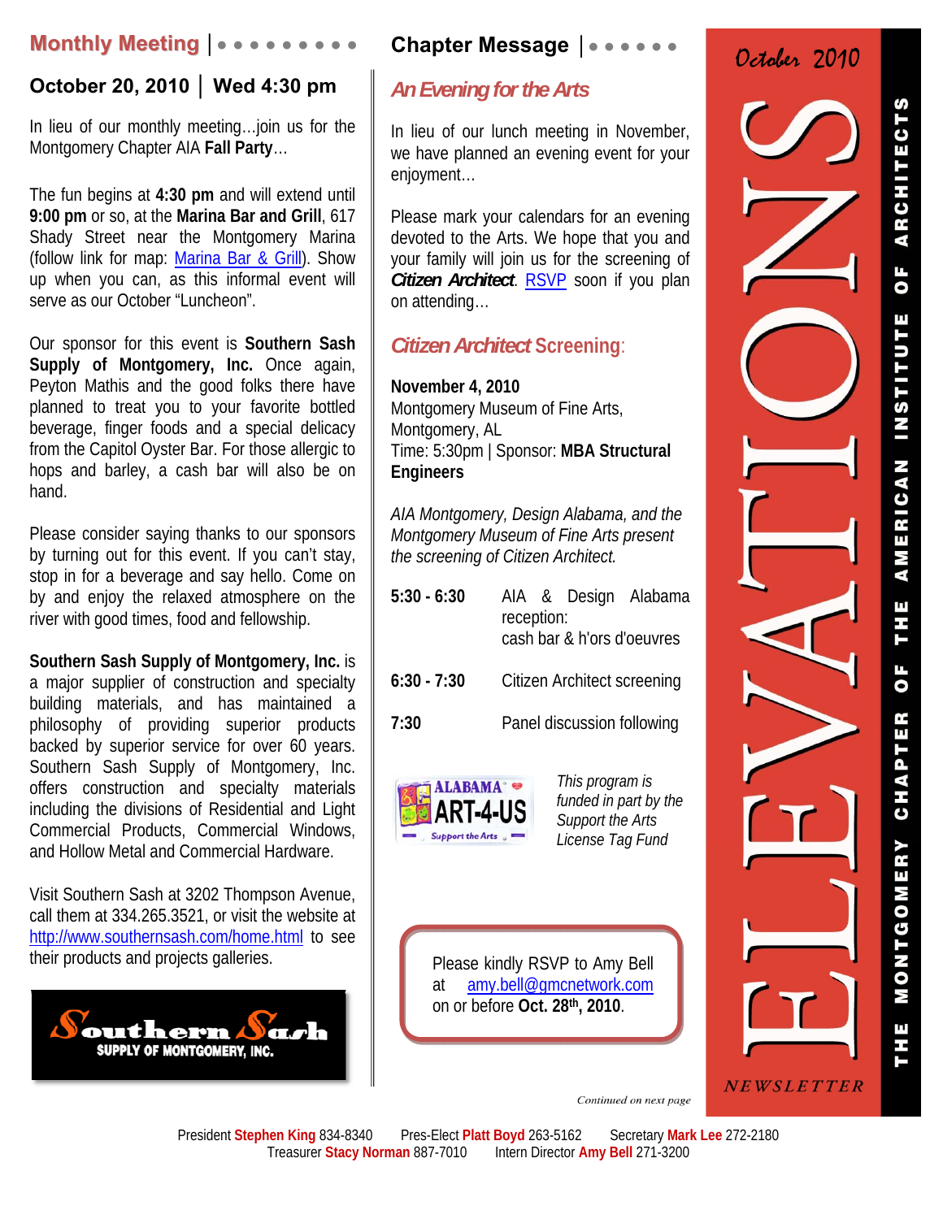# ELEVATIONS NEWSLETTER

October 2010

THE MONTGOMERY CHAPTER OF THE AMERICAN INSTITUTE OF ARCHITECTS

## Monthly Meeting

### October 20, 2010 | Wed 4:30 pm

In lieu of our monthly meeting…join us for the Montgomery Chapter AIA **Fall Party**…

The fun begins at **4:30 pm** and will extend until **9:00 pm** or so, at the **Marina Bar and Grill**, 617 Shady Street near the Montgomery Marina (follow link for map: Marina Bar & Grill). Show up when you can, as this informal event will serve as our October "Luncheon".

Our sponsor for this event is **Southern Sash Supply of Montgomery, Inc.** Once again, Peyton Mathis and the good folks there have planned to treat you to your favorite bottled beverage, finger foods and a special delicacy from the Capitol Oyster Bar. For those allergic to hops and barley, a cash bar will also be on hand.

Please consider saying thanks to our sponsors by turning out for this event. If you can't stay, stop in for a beverage and say hello. Come on by and enjoy the relaxed atmosphere on the river with good times, food and fellowship.

**Southern Sash Supply of Montgomery, Inc.** is a major supplier of construction and specialty building materials, and has maintained a philosophy of providing superior products backed by superior service for over 60 years. Southern Sash Supply of Montgomery, Inc. offers construction and specialty materials including the divisions of Residential and Light Commercial Products, Commercial Windows, and Hollow Metal and Commercial Hardware.

Visit Southern Sash at 3202 Thompson Avenue, call them at 334.265.3521, or visit the website at http://www.southernsash.com/home.html to see their products and projects galleries.

Southern Sash SUPPLY OF MONTGOMERY, INC.

## Chapter Message

### *An Evening for the Arts*

In lieu of our lunch meeting in November, we have planned an evening event for your enjoyment…

Please mark your calendars for an evening devoted to the Arts. We hope that you and your family will join us for the screening of ***Citizen Architect***. RSVP soon if you plan on attending…

### *Citizen Architect* Screening:

**November 4, 2010**
Montgomery Museum of Fine Arts,
Montgomery, AL
Time: 5:30pm | Sponsor: **MBA Structural Engineers**

*AIA Montgomery, Design Alabama, and the Montgomery Museum of Fine Arts present the screening of Citizen Architect.*

| | |
|---|---|
| **5:30 - 6:30** | AIA & Design Alabama reception: cash bar & h'ors d'oeuvres |
| **6:30 - 7:30** | Citizen Architect screening |
| **7:30** | Panel discussion following |

ALABAMA ART-4-US Support the Arts

*This program is funded in part by the Support the Arts License Tag Fund*

Please kindly RSVP to Amy Bell at amy.bell@gmcnetwork.com on or before **Oct. 28th, 2010**.

*Continued on next page*

President **Stephen King** 834-8340 Pres-Elect **Platt Boyd** 263-5162 Secretary **Mark Lee** 272-2180
Treasurer **Stacy Norman** 887-7010 Intern Director **Amy Bell** 271-3200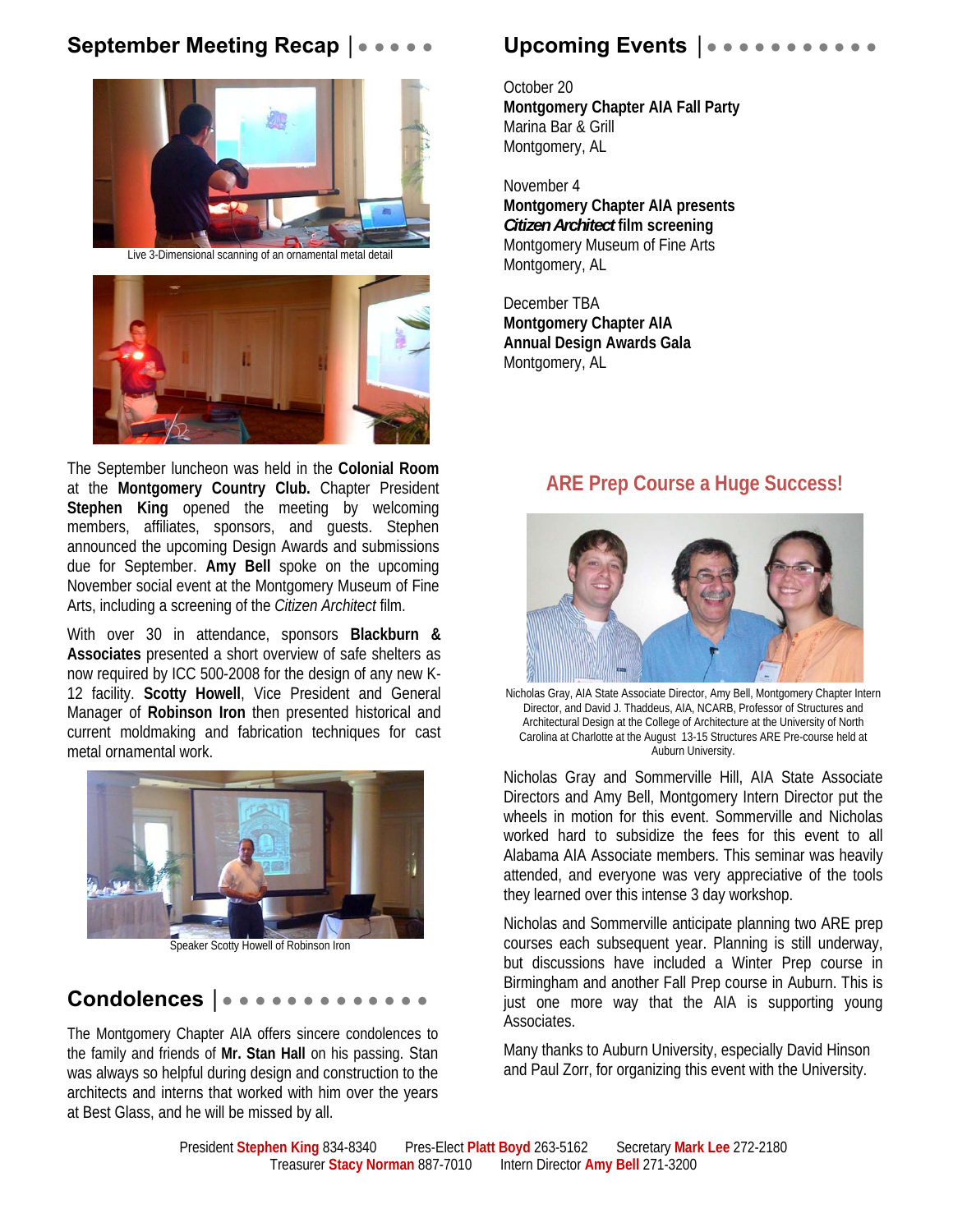## September Meeting Recap

Live 3-Dimensional scanning of an ornamental metal detail

The September luncheon was held in the **Colonial Room** at the **Montgomery Country Club.** Chapter President **Stephen King** opened the meeting by welcoming members, affiliates, sponsors, and guests. Stephen announced the upcoming Design Awards and submissions due for September. **Amy Bell** spoke on the upcoming November social event at the Montgomery Museum of Fine Arts, including a screening of the *Citizen Architect* film.

With over 30 in attendance, sponsors **Blackburn & Associates** presented a short overview of safe shelters as now required by ICC 500-2008 for the design of any new K-12 facility. **Scotty Howell**, Vice President and General Manager of **Robinson Iron** then presented historical and current moldmaking and fabrication techniques for cast metal ornamental work.

Speaker Scotty Howell of Robinson Iron

## Condolences

The Montgomery Chapter AIA offers sincere condolences to the family and friends of **Mr. Stan Hall** on his passing. Stan was always so helpful during design and construction to the architects and interns that worked with him over the years at Best Glass, and he will be missed by all.

## Upcoming Events

October 20
**Montgomery Chapter AIA Fall Party**
Marina Bar & Grill
Montgomery, AL

November 4
**Montgomery Chapter AIA presents**
***Citizen Architect* film screening**
Montgomery Museum of Fine Arts
Montgomery, AL

December TBA
**Montgomery Chapter AIA**
**Annual Design Awards Gala**
Montgomery, AL

### ARE Prep Course a Huge Success!

Nicholas Gray, AIA State Associate Director, Amy Bell, Montgomery Chapter Intern Director, and David J. Thaddeus, AIA, NCARB, Professor of Structures and Architectural Design at the College of Architecture at the University of North Carolina at Charlotte at the August 13-15 Structures ARE Pre-course held at Auburn University.

Nicholas Gray and Sommerville Hill, AIA State Associate Directors and Amy Bell, Montgomery Intern Director put the wheels in motion for this event. Sommerville and Nicholas worked hard to subsidize the fees for this event to all Alabama AIA Associate members. This seminar was heavily attended, and everyone was very appreciative of the tools they learned over this intense 3 day workshop.

Nicholas and Sommerville anticipate planning two ARE prep courses each subsequent year. Planning is still underway, but discussions have included a Winter Prep course in Birmingham and another Fall Prep course in Auburn. This is just one more way that the AIA is supporting young Associates.

Many thanks to Auburn University, especially David Hinson and Paul Zorr, for organizing this event with the University.

President **Stephen King** 834-8340 Pres-Elect **Platt Boyd** 263-5162 Secretary **Mark Lee** 272-2180
Treasurer **Stacy Norman** 887-7010 Intern Director **Amy Bell** 271-3200